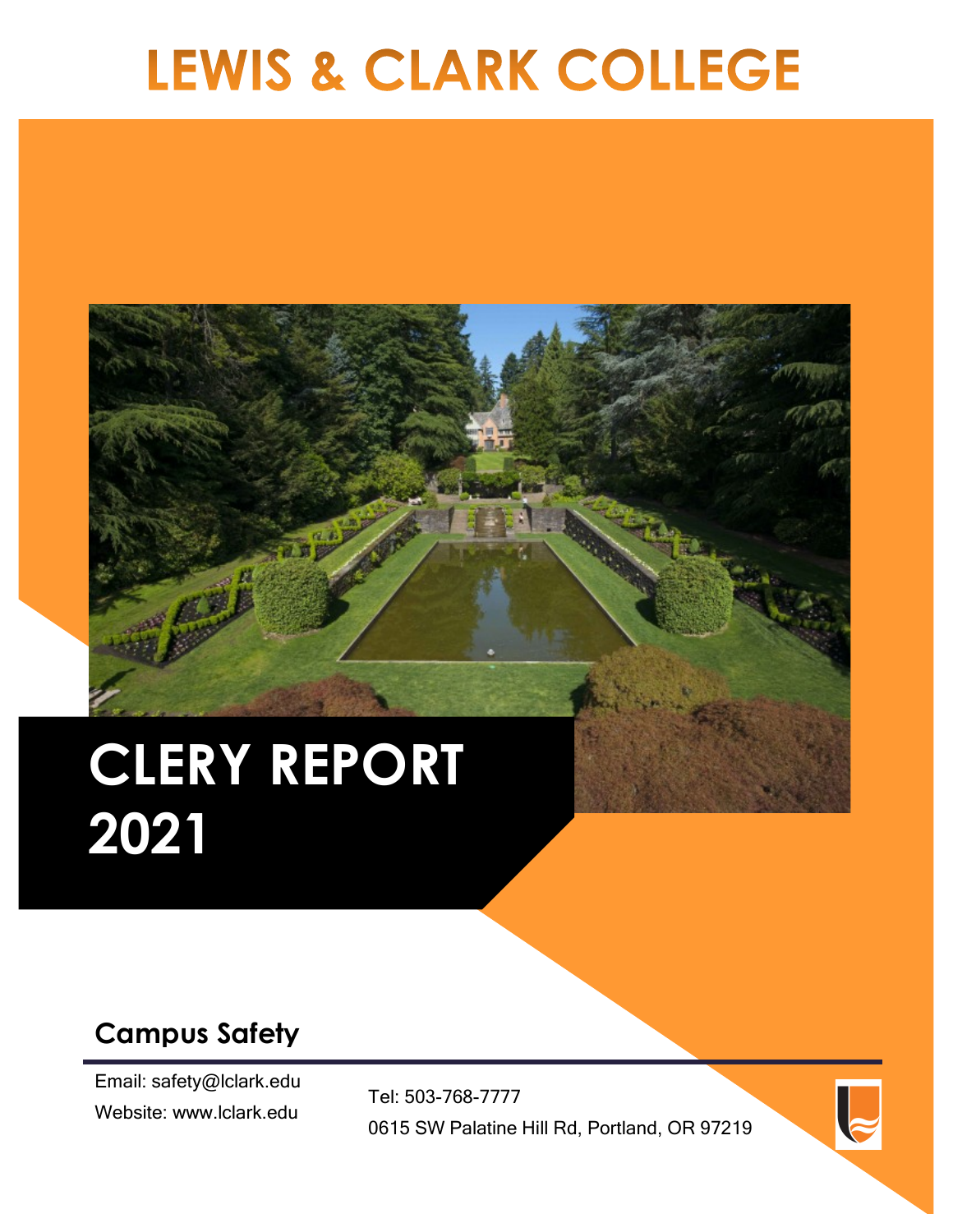# LEWIS & CLARK COLLEGE

# CLERY REPORT 2021

## Campus Safety

Email: safety@lclark.edu

Website: www.lclark.edu

Tel: 503-768-7777

0615 SW Palatine Hill Rd, Portland, OR 97219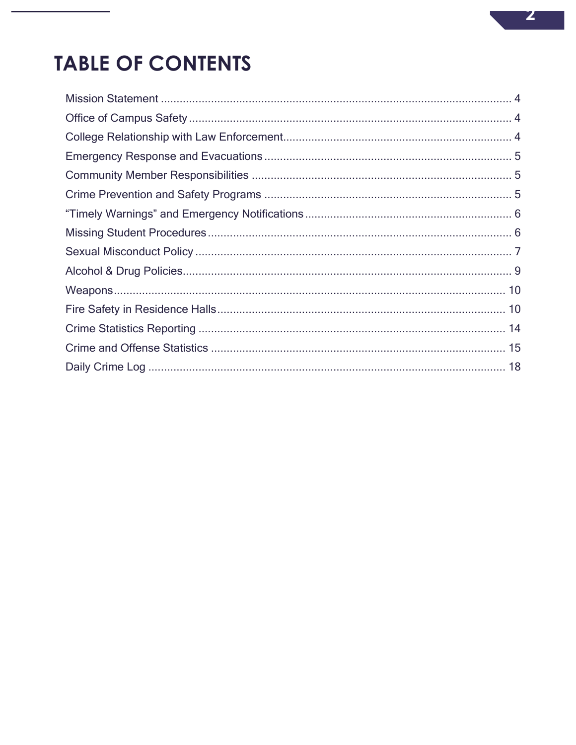# TABLE OF CONTENTS

Mission Statement ........................................ 4
Office of Campus Safety ........................................ 4
College Relationship with Law Enforcement........................................ 4
Emergency Response and Evacuations ........................................ 5
Community Member Responsibilities ........................................ 5
Crime Prevention and Safety Programs ........................................ 5
“Timely Warnings” and Emergency Notifications ........................................ 6
Missing Student Procedures ........................................ 6
Sexual Misconduct Policy ........................................ 7
Alcohol & Drug Policies........................................ 9
Weapons........................................ 10
Fire Safety in Residence Halls........................................ 10
Crime Statistics Reporting ........................................ 14
Crime and Offense Statistics ........................................ 15
Daily Crime Log ........................................ 18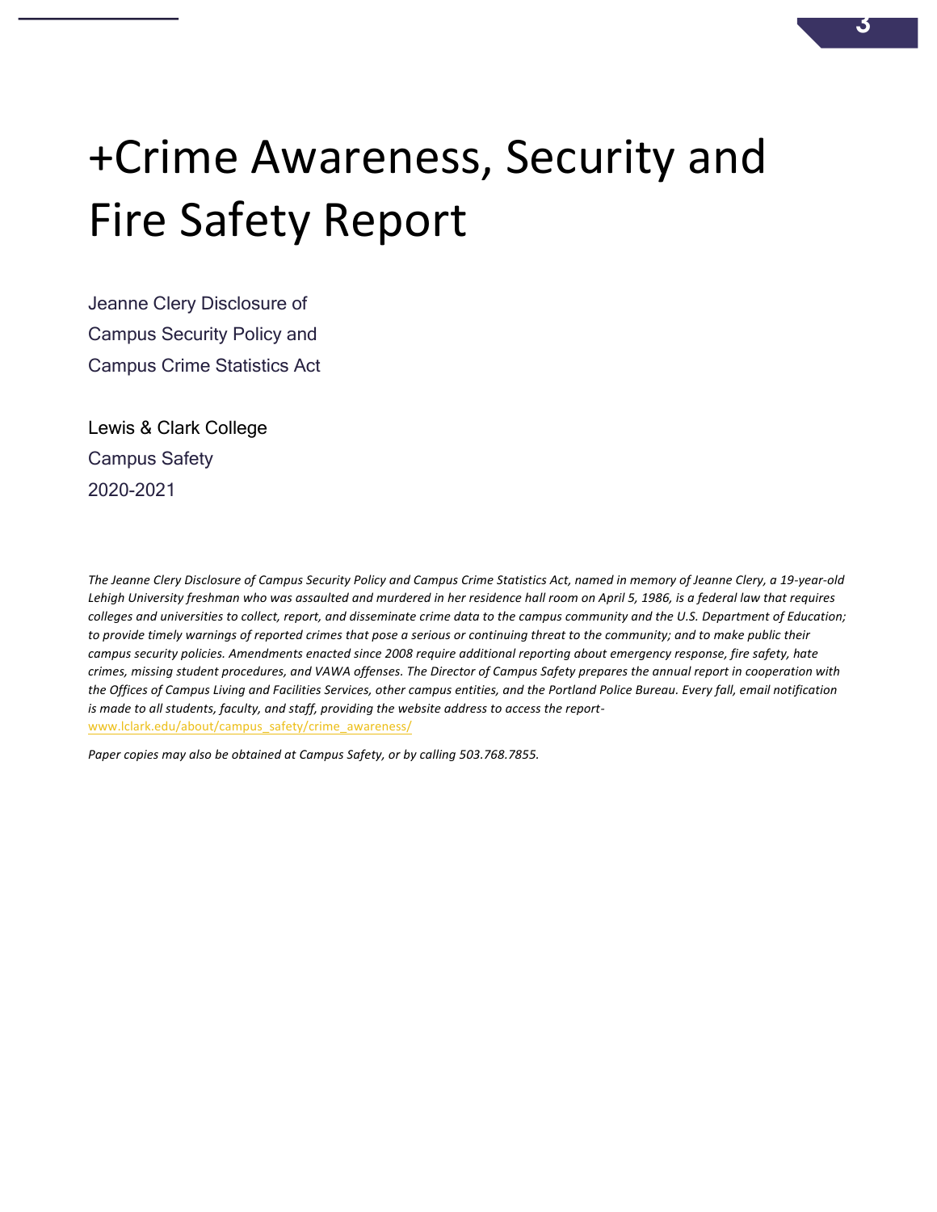# +Crime Awareness, Security and Fire Safety Report

Jeanne Clery Disclosure of
Campus Security Policy and
Campus Crime Statistics Act

Lewis & Clark College
Campus Safety
2020-2021

*The Jeanne Clery Disclosure of Campus Security Policy and Campus Crime Statistics Act, named in memory of Jeanne Clery, a 19-year-old Lehigh University freshman who was assaulted and murdered in her residence hall room on April 5, 1986, is a federal law that requires colleges and universities to collect, report, and disseminate crime data to the campus community and the U.S. Department of Education; to provide timely warnings of reported crimes that pose a serious or continuing threat to the community; and to make public their campus security policies. Amendments enacted since 2008 require additional reporting about emergency response, fire safety, hate crimes, missing student procedures, and VAWA offenses. The Director of Campus Safety prepares the annual report in cooperation with the Offices of Campus Living and Facilities Services, other campus entities, and the Portland Police Bureau. Every fall, email notification is made to all students, faculty, and staff, providing the website address to access the report-* [www.lclark.edu/about/campus_safety/crime_awareness/](www.lclark.edu/about/campus_safety/crime_awareness/)

*Paper copies may also be obtained at Campus Safety, or by calling 503.768.7855.*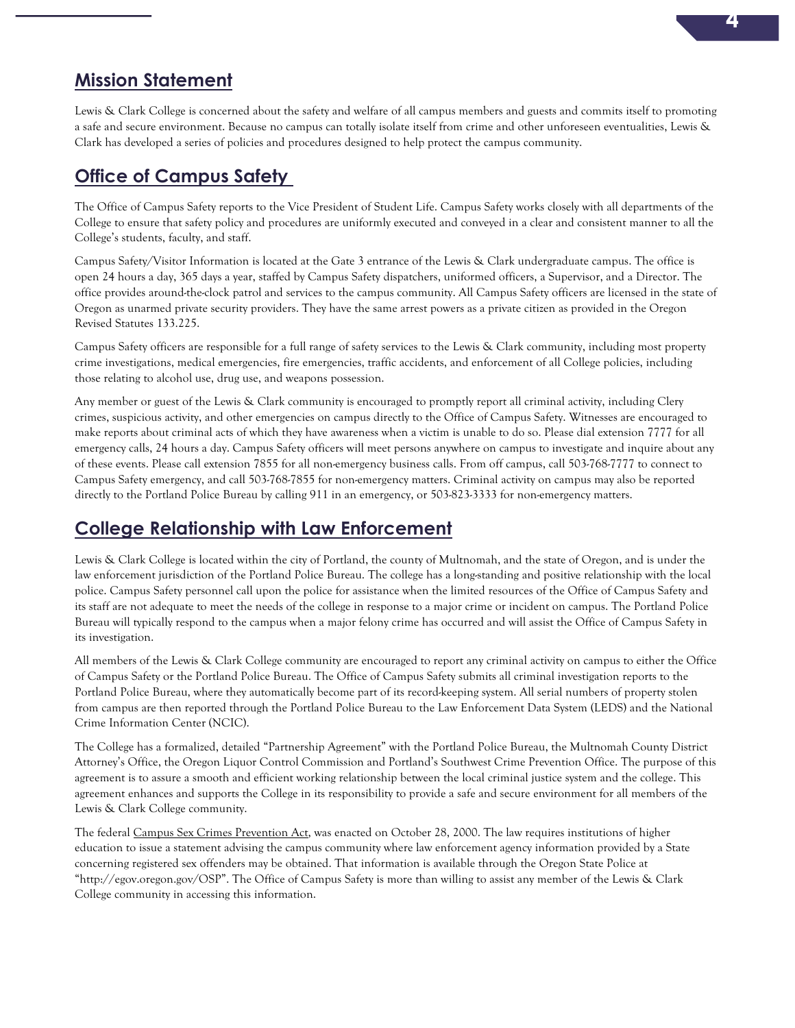## Mission Statement

Lewis & Clark College is concerned about the safety and welfare of all campus members and guests and commits itself to promoting a safe and secure environment. Because no campus can totally isolate itself from crime and other unforeseen eventualities, Lewis & Clark has developed a series of policies and procedures designed to help protect the campus community.

## Office of Campus Safety

The Office of Campus Safety reports to the Vice President of Student Life. Campus Safety works closely with all departments of the College to ensure that safety policy and procedures are uniformly executed and conveyed in a clear and consistent manner to all the College's students, faculty, and staff.

Campus Safety/Visitor Information is located at the Gate 3 entrance of the Lewis & Clark undergraduate campus. The office is open 24 hours a day, 365 days a year, staffed by Campus Safety dispatchers, uniformed officers, a Supervisor, and a Director. The office provides around-the-clock patrol and services to the campus community. All Campus Safety officers are licensed in the state of Oregon as unarmed private security providers. They have the same arrest powers as a private citizen as provided in the Oregon Revised Statutes 133.225.

Campus Safety officers are responsible for a full range of safety services to the Lewis & Clark community, including most property crime investigations, medical emergencies, fire emergencies, traffic accidents, and enforcement of all College policies, including those relating to alcohol use, drug use, and weapons possession.

Any member or guest of the Lewis & Clark community is encouraged to promptly report all criminal activity, including Clery crimes, suspicious activity, and other emergencies on campus directly to the Office of Campus Safety. Witnesses are encouraged to make reports about criminal acts of which they have awareness when a victim is unable to do so. Please dial extension 7777 for all emergency calls, 24 hours a day. Campus Safety officers will meet persons anywhere on campus to investigate and inquire about any of these events. Please call extension 7855 for all non-emergency business calls. From off campus, call 503-768-7777 to connect to Campus Safety emergency, and call 503-768-7855 for non-emergency matters. Criminal activity on campus may also be reported directly to the Portland Police Bureau by calling 911 in an emergency, or 503-823-3333 for non-emergency matters.

## College Relationship with Law Enforcement

Lewis & Clark College is located within the city of Portland, the county of Multnomah, and the state of Oregon, and is under the law enforcement jurisdiction of the Portland Police Bureau. The college has a long-standing and positive relationship with the local police. Campus Safety personnel call upon the police for assistance when the limited resources of the Office of Campus Safety and its staff are not adequate to meet the needs of the college in response to a major crime or incident on campus. The Portland Police Bureau will typically respond to the campus when a major felony crime has occurred and will assist the Office of Campus Safety in its investigation.

All members of the Lewis & Clark College community are encouraged to report any criminal activity on campus to either the Office of Campus Safety or the Portland Police Bureau. The Office of Campus Safety submits all criminal investigation reports to the Portland Police Bureau, where they automatically become part of its record-keeping system. All serial numbers of property stolen from campus are then reported through the Portland Police Bureau to the Law Enforcement Data System (LEDS) and the National Crime Information Center (NCIC).

The College has a formalized, detailed "Partnership Agreement" with the Portland Police Bureau, the Multnomah County District Attorney's Office, the Oregon Liquor Control Commission and Portland's Southwest Crime Prevention Office. The purpose of this agreement is to assure a smooth and efficient working relationship between the local criminal justice system and the college. This agreement enhances and supports the College in its responsibility to provide a safe and secure environment for all members of the Lewis & Clark College community.

The federal Campus Sex Crimes Prevention Act, was enacted on October 28, 2000. The law requires institutions of higher education to issue a statement advising the campus community where law enforcement agency information provided by a State concerning registered sex offenders may be obtained. That information is available through the Oregon State Police at "http://egov.oregon.gov/OSP". The Office of Campus Safety is more than willing to assist any member of the Lewis & Clark College community in accessing this information.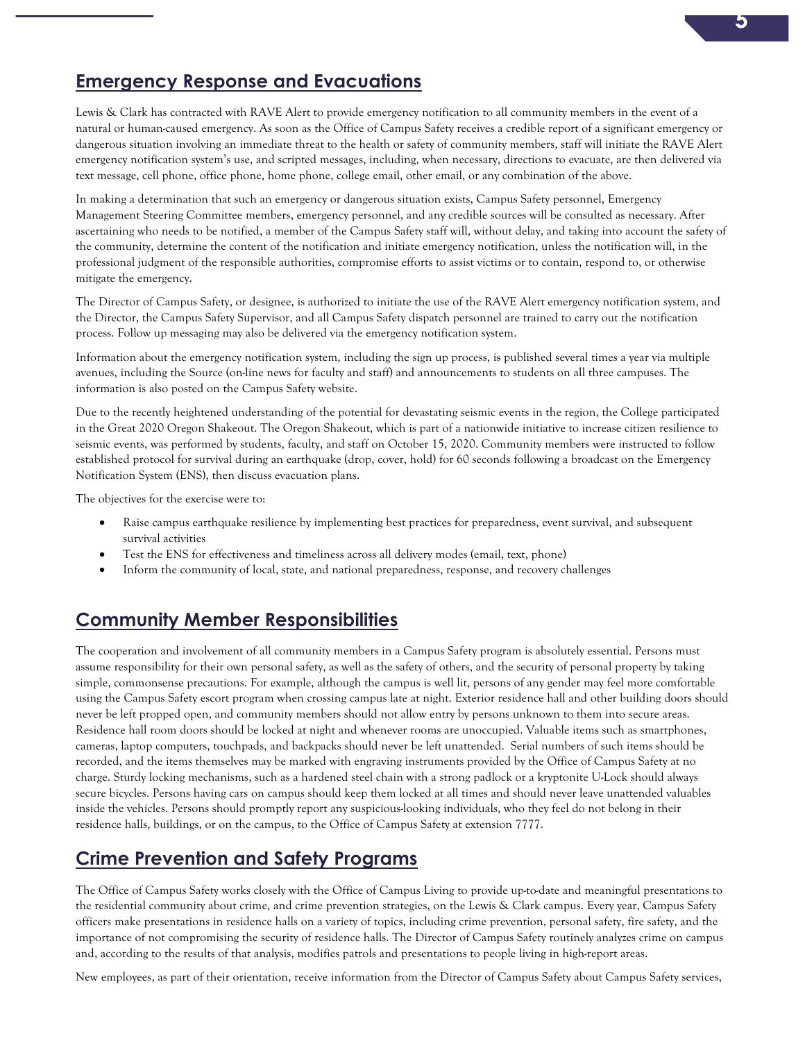## Emergency Response and Evacuations

Lewis & Clark has contracted with RAVE Alert to provide emergency notification to all community members in the event of a natural or human-caused emergency. As soon as the Office of Campus Safety receives a credible report of a significant emergency or dangerous situation involving an immediate threat to the health or safety of community members, staff will initiate the RAVE Alert emergency notification system's use, and scripted messages, including, when necessary, directions to evacuate, are then delivered via text message, cell phone, office phone, home phone, college email, other email, or any combination of the above.

In making a determination that such an emergency or dangerous situation exists, Campus Safety personnel, Emergency Management Steering Committee members, emergency personnel, and any credible sources will be consulted as necessary. After ascertaining who needs to be notified, a member of the Campus Safety staff will, without delay, and taking into account the safety of the community, determine the content of the notification and initiate emergency notification, unless the notification will, in the professional judgment of the responsible authorities, compromise efforts to assist victims or to contain, respond to, or otherwise mitigate the emergency.

The Director of Campus Safety, or designee, is authorized to initiate the use of the RAVE Alert emergency notification system, and the Director, the Campus Safety Supervisor, and all Campus Safety dispatch personnel are trained to carry out the notification process. Follow up messaging may also be delivered via the emergency notification system.

Information about the emergency notification system, including the sign up process, is published several times a year via multiple avenues, including the Source (on-line news for faculty and staff) and announcements to students on all three campuses. The information is also posted on the Campus Safety website.

Due to the recently heightened understanding of the potential for devastating seismic events in the region, the College participated in the Great 2020 Oregon Shakeout. The Oregon Shakeout, which is part of a nationwide initiative to increase citizen resilience to seismic events, was performed by students, faculty, and staff on October 15, 2020. Community members were instructed to follow established protocol for survival during an earthquake (drop, cover, hold) for 60 seconds following a broadcast on the Emergency Notification System (ENS), then discuss evacuation plans.

The objectives for the exercise were to:

- Raise campus earthquake resilience by implementing best practices for preparedness, event survival, and subsequent survival activities
- Test the ENS for effectiveness and timeliness across all delivery modes (email, text, phone)
- Inform the community of local, state, and national preparedness, response, and recovery challenges

## Community Member Responsibilities

The cooperation and involvement of all community members in a Campus Safety program is absolutely essential. Persons must assume responsibility for their own personal safety, as well as the safety of others, and the security of personal property by taking simple, commonsense precautions. For example, although the campus is well lit, persons of any gender may feel more comfortable using the Campus Safety escort program when crossing campus late at night. Exterior residence hall and other building doors should never be left propped open, and community members should not allow entry by persons unknown to them into secure areas. Residence hall room doors should be locked at night and whenever rooms are unoccupied. Valuable items such as smartphones, cameras, laptop computers, touchpads, and backpacks should never be left unattended. Serial numbers of such items should be recorded, and the items themselves may be marked with engraving instruments provided by the Office of Campus Safety at no charge. Sturdy locking mechanisms, such as a hardened steel chain with a strong padlock or a kryptonite U-Lock should always secure bicycles. Persons having cars on campus should keep them locked at all times and should never leave unattended valuables inside the vehicles. Persons should promptly report any suspicious-looking individuals, who they feel do not belong in their residence halls, buildings, or on the campus, to the Office of Campus Safety at extension 7777.

## Crime Prevention and Safety Programs

The Office of Campus Safety works closely with the Office of Campus Living to provide up-to-date and meaningful presentations to the residential community about crime, and crime prevention strategies, on the Lewis & Clark campus. Every year, Campus Safety officers make presentations in residence halls on a variety of topics, including crime prevention, personal safety, fire safety, and the importance of not compromising the security of residence halls. The Director of Campus Safety routinely analyzes crime on campus and, according to the results of that analysis, modifies patrols and presentations to people living in high-report areas.

New employees, as part of their orientation, receive information from the Director of Campus Safety about Campus Safety services,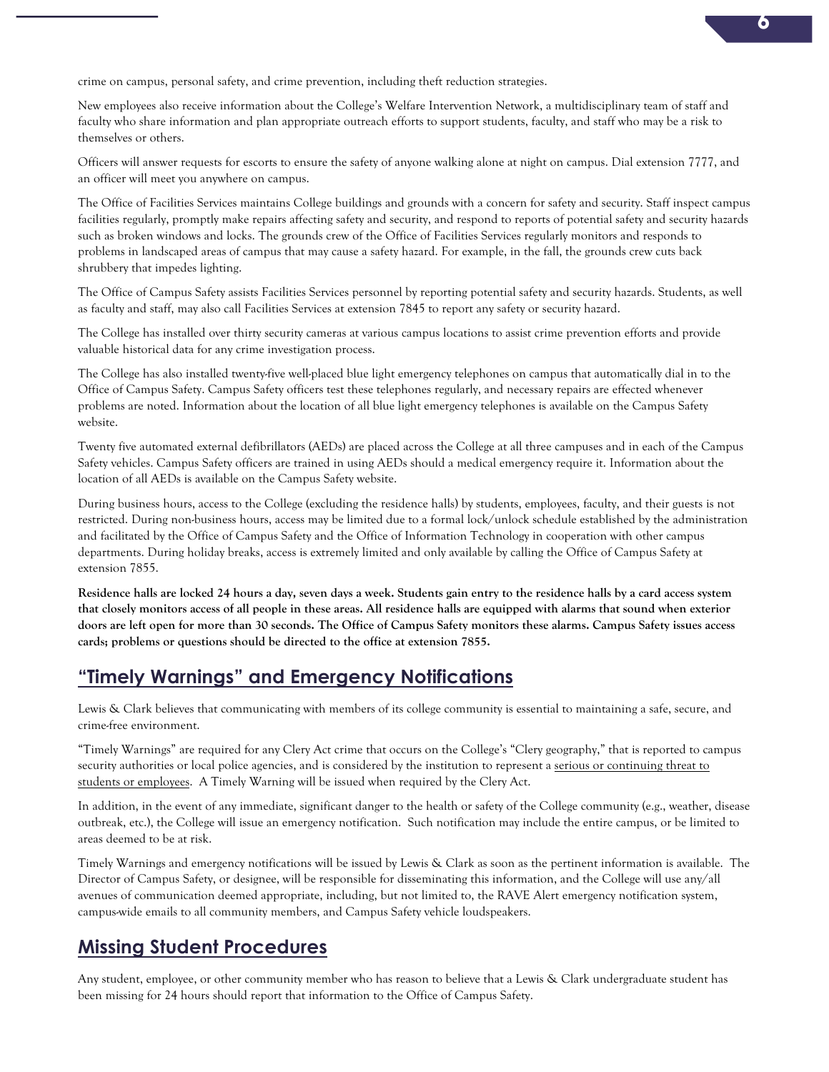crime on campus, personal safety, and crime prevention, including theft reduction strategies.

New employees also receive information about the College's Welfare Intervention Network, a multidisciplinary team of staff and faculty who share information and plan appropriate outreach efforts to support students, faculty, and staff who may be a risk to themselves or others.

Officers will answer requests for escorts to ensure the safety of anyone walking alone at night on campus. Dial extension 7777, and an officer will meet you anywhere on campus.

The Office of Facilities Services maintains College buildings and grounds with a concern for safety and security. Staff inspect campus facilities regularly, promptly make repairs affecting safety and security, and respond to reports of potential safety and security hazards such as broken windows and locks. The grounds crew of the Office of Facilities Services regularly monitors and responds to problems in landscaped areas of campus that may cause a safety hazard. For example, in the fall, the grounds crew cuts back shrubbery that impedes lighting.

The Office of Campus Safety assists Facilities Services personnel by reporting potential safety and security hazards. Students, as well as faculty and staff, may also call Facilities Services at extension 7845 to report any safety or security hazard.

The College has installed over thirty security cameras at various campus locations to assist crime prevention efforts and provide valuable historical data for any crime investigation process.

The College has also installed twenty-five well-placed blue light emergency telephones on campus that automatically dial in to the Office of Campus Safety. Campus Safety officers test these telephones regularly, and necessary repairs are effected whenever problems are noted. Information about the location of all blue light emergency telephones is available on the Campus Safety website.

Twenty five automated external defibrillators (AEDs) are placed across the College at all three campuses and in each of the Campus Safety vehicles. Campus Safety officers are trained in using AEDs should a medical emergency require it. Information about the location of all AEDs is available on the Campus Safety website.

During business hours, access to the College (excluding the residence halls) by students, employees, faculty, and their guests is not restricted. During non-business hours, access may be limited due to a formal lock/unlock schedule established by the administration and facilitated by the Office of Campus Safety and the Office of Information Technology in cooperation with other campus departments. During holiday breaks, access is extremely limited and only available by calling the Office of Campus Safety at extension 7855.

**Residence halls are locked 24 hours a day, seven days a week. Students gain entry to the residence halls by a card access system that closely monitors access of all people in these areas. All residence halls are equipped with alarms that sound when exterior doors are left open for more than 30 seconds. The Office of Campus Safety monitors these alarms. Campus Safety issues access cards; problems or questions should be directed to the office at extension 7855.**

## "Timely Warnings" and Emergency Notifications

Lewis & Clark believes that communicating with members of its college community is essential to maintaining a safe, secure, and crime-free environment.

"Timely Warnings" are required for any Clery Act crime that occurs on the College's "Clery geography," that is reported to campus security authorities or local police agencies, and is considered by the institution to represent a serious or continuing threat to students or employees. A Timely Warning will be issued when required by the Clery Act.

In addition, in the event of any immediate, significant danger to the health or safety of the College community (e.g., weather, disease outbreak, etc.), the College will issue an emergency notification. Such notification may include the entire campus, or be limited to areas deemed to be at risk.

Timely Warnings and emergency notifications will be issued by Lewis & Clark as soon as the pertinent information is available. The Director of Campus Safety, or designee, will be responsible for disseminating this information, and the College will use any/all avenues of communication deemed appropriate, including, but not limited to, the RAVE Alert emergency notification system, campus-wide emails to all community members, and Campus Safety vehicle loudspeakers.

## Missing Student Procedures

Any student, employee, or other community member who has reason to believe that a Lewis & Clark undergraduate student has been missing for 24 hours should report that information to the Office of Campus Safety.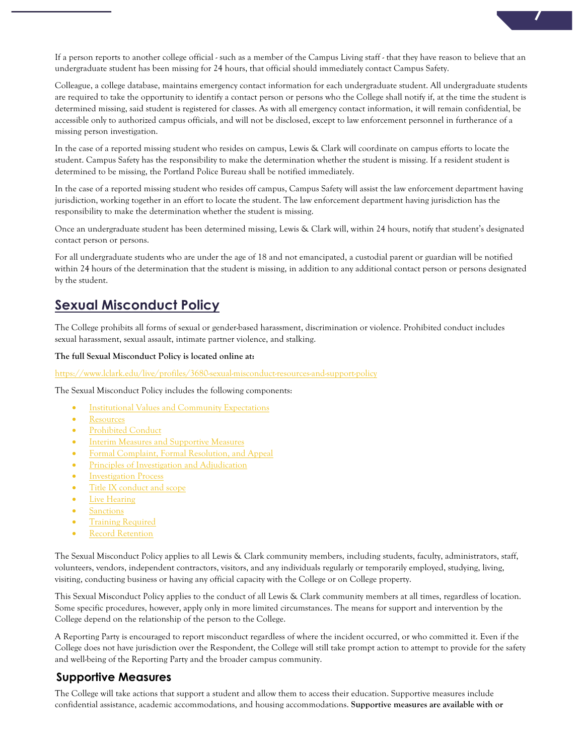If a person reports to another college official - such as a member of the Campus Living staff - that they have reason to believe that an undergraduate student has been missing for 24 hours, that official should immediately contact Campus Safety.

Colleague, a college database, maintains emergency contact information for each undergraduate student. All undergraduate students are required to take the opportunity to identify a contact person or persons who the College shall notify if, at the time the student is determined missing, said student is registered for classes. As with all emergency contact information, it will remain confidential, be accessible only to authorized campus officials, and will not be disclosed, except to law enforcement personnel in furtherance of a missing person investigation.

In the case of a reported missing student who resides on campus, Lewis & Clark will coordinate on campus efforts to locate the student. Campus Safety has the responsibility to make the determination whether the student is missing. If a resident student is determined to be missing, the Portland Police Bureau shall be notified immediately.

In the case of a reported missing student who resides off campus, Campus Safety will assist the law enforcement department having jurisdiction, working together in an effort to locate the student. The law enforcement department having jurisdiction has the responsibility to make the determination whether the student is missing.

Once an undergraduate student has been determined missing, Lewis & Clark will, within 24 hours, notify that student's designated contact person or persons.

For all undergraduate students who are under the age of 18 and not emancipated, a custodial parent or guardian will be notified within 24 hours of the determination that the student is missing, in addition to any additional contact person or persons designated by the student.

## Sexual Misconduct Policy

The College prohibits all forms of sexual or gender-based harassment, discrimination or violence. Prohibited conduct includes sexual harassment, sexual assault, intimate partner violence, and stalking.

**The full Sexual Misconduct Policy is located online at:**

https://www.lclark.edu/live/profiles/3680-sexual-misconduct-resources-and-support-policy

The Sexual Misconduct Policy includes the following components:

- Institutional Values and Community Expectations
- Resources
- Prohibited Conduct
- Interim Measures and Supportive Measures
- Formal Complaint, Formal Resolution, and Appeal
- Principles of Investigation and Adjudication
- Investigation Process
- Title IX conduct and scope
- Live Hearing
- Sanctions
- Training Required
- Record Retention

The Sexual Misconduct Policy applies to all Lewis & Clark community members, including students, faculty, administrators, staff, volunteers, vendors, independent contractors, visitors, and any individuals regularly or temporarily employed, studying, living, visiting, conducting business or having any official capacity with the College or on College property.

This Sexual Misconduct Policy applies to the conduct of all Lewis & Clark community members at all times, regardless of location. Some specific procedures, however, apply only in more limited circumstances. The means for support and intervention by the College depend on the relationship of the person to the College.

A Reporting Party is encouraged to report misconduct regardless of where the incident occurred, or who committed it. Even if the College does not have jurisdiction over the Respondent, the College will still take prompt action to attempt to provide for the safety and well-being of the Reporting Party and the broader campus community.

### Supportive Measures

The College will take actions that support a student and allow them to access their education. Supportive measures include confidential assistance, academic accommodations, and housing accommodations. **Supportive measures are available with or**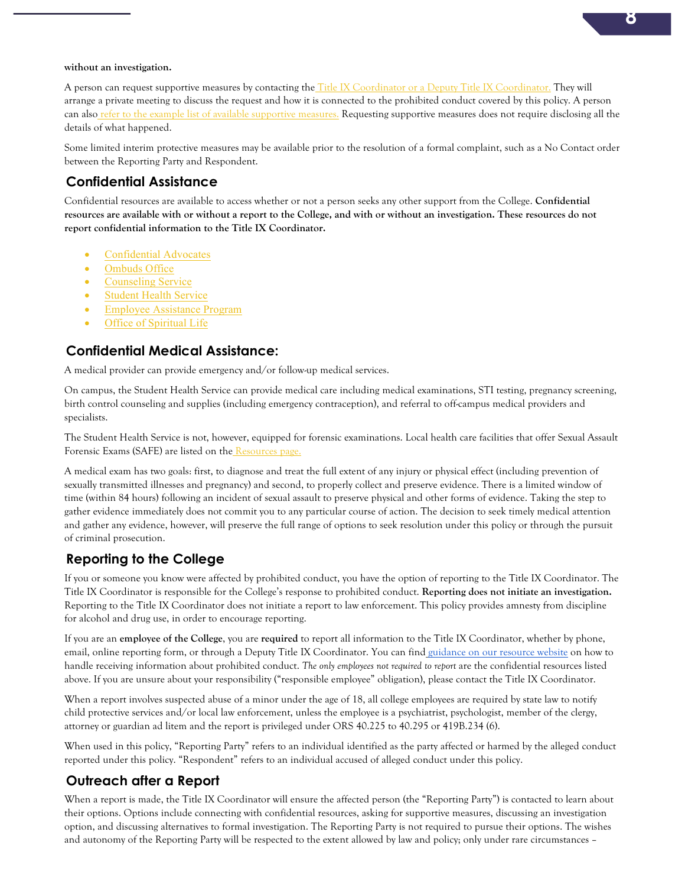**without an investigation.**

A person can request supportive measures by contacting the Title IX Coordinator or a Deputy Title IX Coordinator. They will arrange a private meeting to discuss the request and how it is connected to the prohibited conduct covered by this policy. A person can also refer to the example list of available supportive measures. Requesting supportive measures does not require disclosing all the details of what happened.

Some limited interim protective measures may be available prior to the resolution of a formal complaint, such as a No Contact order between the Reporting Party and Respondent.

## Confidential Assistance

Confidential resources are available to access whether or not a person seeks any other support from the College. **Confidential resources are available with or without a report to the College, and with or without an investigation. These resources do not report confidential information to the Title IX Coordinator.**

- Confidential Advocates
- Ombuds Office
- Counseling Service
- Student Health Service
- Employee Assistance Program
- Office of Spiritual Life

## Confidential Medical Assistance:

A medical provider can provide emergency and/or follow-up medical services.

On campus, the Student Health Service can provide medical care including medical examinations, STI testing, pregnancy screening, birth control counseling and supplies (including emergency contraception), and referral to off-campus medical providers and specialists.

The Student Health Service is not, however, equipped for forensic examinations. Local health care facilities that offer Sexual Assault Forensic Exams (SAFE) are listed on the Resources page.

A medical exam has two goals: first, to diagnose and treat the full extent of any injury or physical effect (including prevention of sexually transmitted illnesses and pregnancy) and second, to properly collect and preserve evidence. There is a limited window of time (within 84 hours) following an incident of sexual assault to preserve physical and other forms of evidence. Taking the step to gather evidence immediately does not commit you to any particular course of action. The decision to seek timely medical attention and gather any evidence, however, will preserve the full range of options to seek resolution under this policy or through the pursuit of criminal prosecution.

## Reporting to the College

If you or someone you know were affected by prohibited conduct, you have the option of reporting to the Title IX Coordinator. The Title IX Coordinator is responsible for the College's response to prohibited conduct. **Reporting does not initiate an investigation.** Reporting to the Title IX Coordinator does not initiate a report to law enforcement. This policy provides amnesty from discipline for alcohol and drug use, in order to encourage reporting.

If you are an **employee of the College**, you are **required** to report all information to the Title IX Coordinator, whether by phone, email, online reporting form, or through a Deputy Title IX Coordinator. You can find guidance on our resource website on how to handle receiving information about prohibited conduct. *The only employees not required to report* are the confidential resources listed above. If you are unsure about your responsibility ("responsible employee" obligation), please contact the Title IX Coordinator.

When a report involves suspected abuse of a minor under the age of 18, all college employees are required by state law to notify child protective services and/or local law enforcement, unless the employee is a psychiatrist, psychologist, member of the clergy, attorney or guardian ad litem and the report is privileged under ORS 40.225 to 40.295 or 419B.234 (6).

When used in this policy, "Reporting Party" refers to an individual identified as the party affected or harmed by the alleged conduct reported under this policy. "Respondent" refers to an individual accused of alleged conduct under this policy.

## Outreach after a Report

When a report is made, the Title IX Coordinator will ensure the affected person (the "Reporting Party") is contacted to learn about their options. Options include connecting with confidential resources, asking for supportive measures, discussing an investigation option, and discussing alternatives to formal investigation. The Reporting Party is not required to pursue their options. The wishes and autonomy of the Reporting Party will be respected to the extent allowed by law and policy; only under rare circumstances –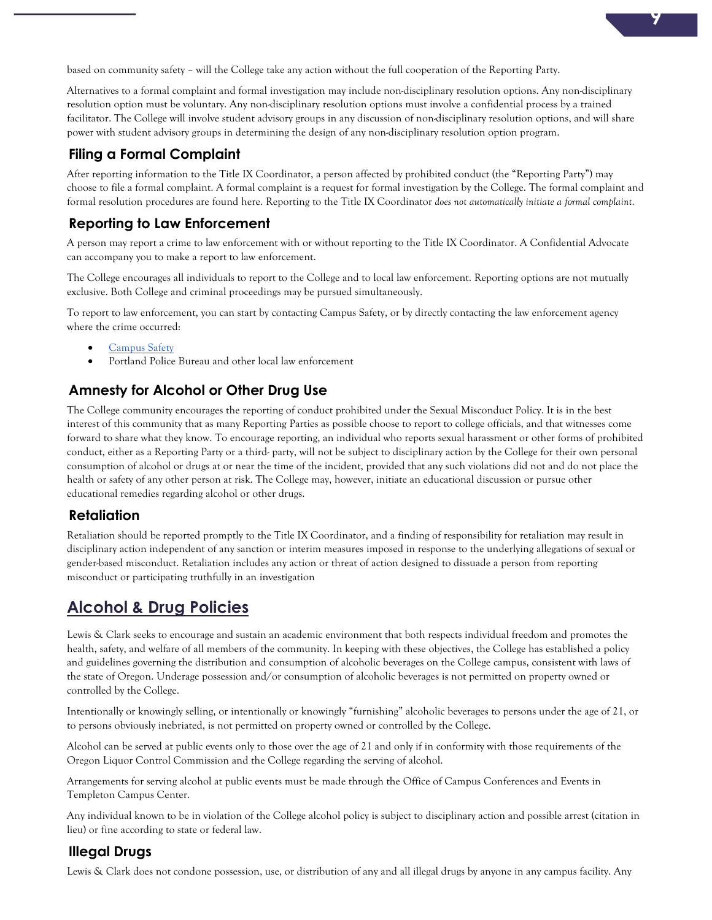based on community safety – will the College take any action without the full cooperation of the Reporting Party.

Alternatives to a formal complaint and formal investigation may include non-disciplinary resolution options. Any non-disciplinary resolution option must be voluntary. Any non-disciplinary resolution options must involve a confidential process by a trained facilitator. The College will involve student advisory groups in any discussion of non-disciplinary resolution options, and will share power with student advisory groups in determining the design of any non-disciplinary resolution option program.

### Filing a Formal Complaint

After reporting information to the Title IX Coordinator, a person affected by prohibited conduct (the "Reporting Party") may choose to file a formal complaint. A formal complaint is a request for formal investigation by the College. The formal complaint and formal resolution procedures are found here. Reporting to the Title IX Coordinator *does not automatically initiate a formal complaint.*

### Reporting to Law Enforcement

A person may report a crime to law enforcement with or without reporting to the Title IX Coordinator. A Confidential Advocate can accompany you to make a report to law enforcement.

The College encourages all individuals to report to the College and to local law enforcement. Reporting options are not mutually exclusive. Both College and criminal proceedings may be pursued simultaneously.

To report to law enforcement, you can start by contacting Campus Safety, or by directly contacting the law enforcement agency where the crime occurred:

- Campus Safety
- Portland Police Bureau and other local law enforcement

### Amnesty for Alcohol or Other Drug Use

The College community encourages the reporting of conduct prohibited under the Sexual Misconduct Policy. It is in the best interest of this community that as many Reporting Parties as possible choose to report to college officials, and that witnesses come forward to share what they know. To encourage reporting, an individual who reports sexual harassment or other forms of prohibited conduct, either as a Reporting Party or a third- party, will not be subject to disciplinary action by the College for their own personal consumption of alcohol or drugs at or near the time of the incident, provided that any such violations did not and do not place the health or safety of any other person at risk. The College may, however, initiate an educational discussion or pursue other educational remedies regarding alcohol or other drugs.

### Retaliation

Retaliation should be reported promptly to the Title IX Coordinator, and a finding of responsibility for retaliation may result in disciplinary action independent of any sanction or interim measures imposed in response to the underlying allegations of sexual or gender-based misconduct. Retaliation includes any action or threat of action designed to dissuade a person from reporting misconduct or participating truthfully in an investigation

## Alcohol & Drug Policies

Lewis & Clark seeks to encourage and sustain an academic environment that both respects individual freedom and promotes the health, safety, and welfare of all members of the community. In keeping with these objectives, the College has established a policy and guidelines governing the distribution and consumption of alcoholic beverages on the College campus, consistent with laws of the state of Oregon. Underage possession and/or consumption of alcoholic beverages is not permitted on property owned or controlled by the College.

Intentionally or knowingly selling, or intentionally or knowingly "furnishing" alcoholic beverages to persons under the age of 21, or to persons obviously inebriated, is not permitted on property owned or controlled by the College.

Alcohol can be served at public events only to those over the age of 21 and only if in conformity with those requirements of the Oregon Liquor Control Commission and the College regarding the serving of alcohol.

Arrangements for serving alcohol at public events must be made through the Office of Campus Conferences and Events in Templeton Campus Center.

Any individual known to be in violation of the College alcohol policy is subject to disciplinary action and possible arrest (citation in lieu) or fine according to state or federal law.

### Illegal Drugs

Lewis & Clark does not condone possession, use, or distribution of any and all illegal drugs by anyone in any campus facility. Any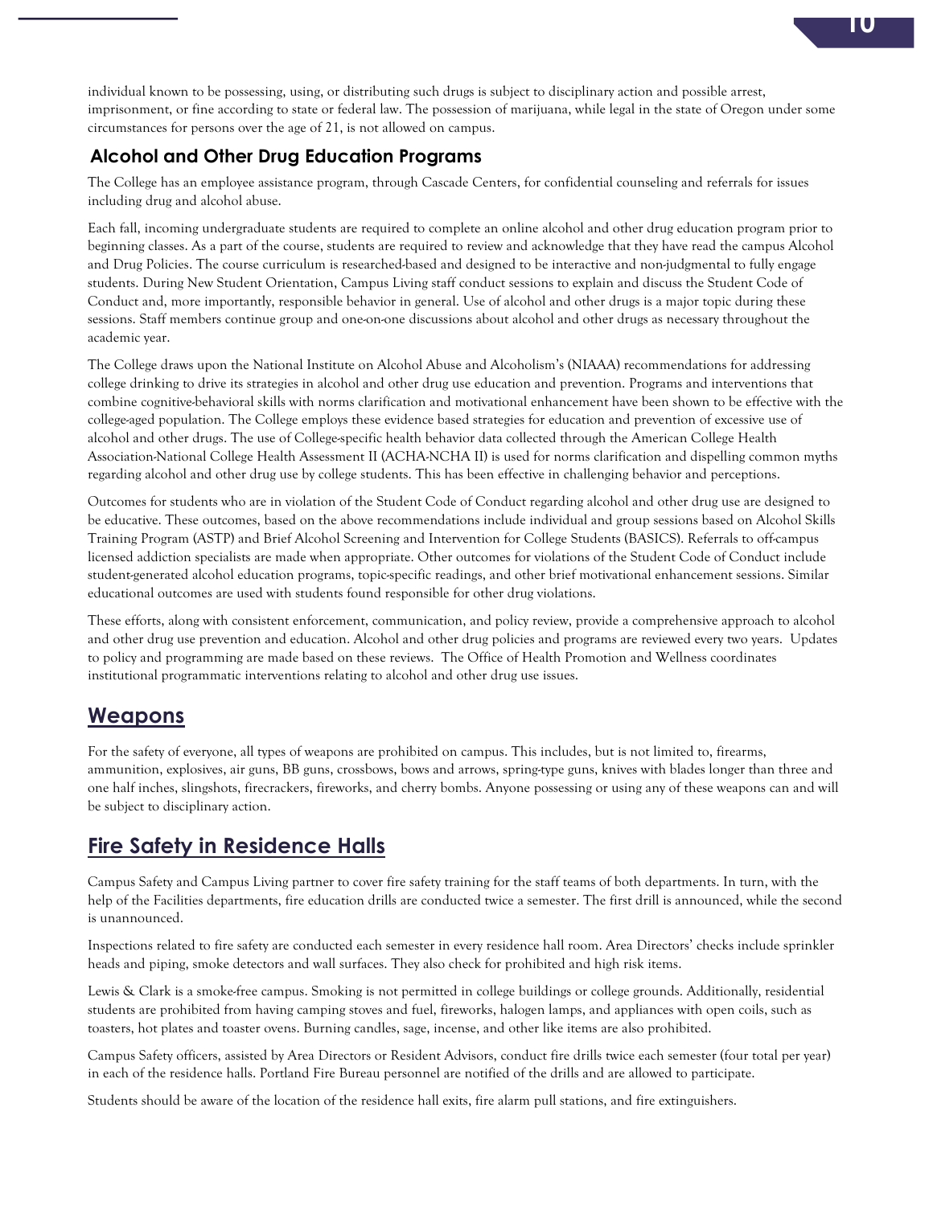individual known to be possessing, using, or distributing such drugs is subject to disciplinary action and possible arrest, imprisonment, or fine according to state or federal law. The possession of marijuana, while legal in the state of Oregon under some circumstances for persons over the age of 21, is not allowed on campus.

### Alcohol and Other Drug Education Programs

The College has an employee assistance program, through Cascade Centers, for confidential counseling and referrals for issues including drug and alcohol abuse.

Each fall, incoming undergraduate students are required to complete an online alcohol and other drug education program prior to beginning classes. As a part of the course, students are required to review and acknowledge that they have read the campus Alcohol and Drug Policies. The course curriculum is researched-based and designed to be interactive and non-judgmental to fully engage students. During New Student Orientation, Campus Living staff conduct sessions to explain and discuss the Student Code of Conduct and, more importantly, responsible behavior in general. Use of alcohol and other drugs is a major topic during these sessions. Staff members continue group and one-on-one discussions about alcohol and other drugs as necessary throughout the academic year.

The College draws upon the National Institute on Alcohol Abuse and Alcoholism's (NIAAA) recommendations for addressing college drinking to drive its strategies in alcohol and other drug use education and prevention. Programs and interventions that combine cognitive-behavioral skills with norms clarification and motivational enhancement have been shown to be effective with the college-aged population. The College employs these evidence based strategies for education and prevention of excessive use of alcohol and other drugs. The use of College-specific health behavior data collected through the American College Health Association-National College Health Assessment II (ACHA-NCHA II) is used for norms clarification and dispelling common myths regarding alcohol and other drug use by college students. This has been effective in challenging behavior and perceptions.

Outcomes for students who are in violation of the Student Code of Conduct regarding alcohol and other drug use are designed to be educative. These outcomes, based on the above recommendations include individual and group sessions based on Alcohol Skills Training Program (ASTP) and Brief Alcohol Screening and Intervention for College Students (BASICS). Referrals to off-campus licensed addiction specialists are made when appropriate. Other outcomes for violations of the Student Code of Conduct include student-generated alcohol education programs, topic-specific readings, and other brief motivational enhancement sessions. Similar educational outcomes are used with students found responsible for other drug violations.

These efforts, along with consistent enforcement, communication, and policy review, provide a comprehensive approach to alcohol and other drug use prevention and education. Alcohol and other drug policies and programs are reviewed every two years. Updates to policy and programming are made based on these reviews. The Office of Health Promotion and Wellness coordinates institutional programmatic interventions relating to alcohol and other drug use issues.

## Weapons

For the safety of everyone, all types of weapons are prohibited on campus. This includes, but is not limited to, firearms, ammunition, explosives, air guns, BB guns, crossbows, bows and arrows, spring-type guns, knives with blades longer than three and one half inches, slingshots, firecrackers, fireworks, and cherry bombs. Anyone possessing or using any of these weapons can and will be subject to disciplinary action.

## Fire Safety in Residence Halls

Campus Safety and Campus Living partner to cover fire safety training for the staff teams of both departments. In turn, with the help of the Facilities departments, fire education drills are conducted twice a semester. The first drill is announced, while the second is unannounced.

Inspections related to fire safety are conducted each semester in every residence hall room. Area Directors' checks include sprinkler heads and piping, smoke detectors and wall surfaces. They also check for prohibited and high risk items.

Lewis & Clark is a smoke-free campus. Smoking is not permitted in college buildings or college grounds. Additionally, residential students are prohibited from having camping stoves and fuel, fireworks, halogen lamps, and appliances with open coils, such as toasters, hot plates and toaster ovens. Burning candles, sage, incense, and other like items are also prohibited.

Campus Safety officers, assisted by Area Directors or Resident Advisors, conduct fire drills twice each semester (four total per year) in each of the residence halls. Portland Fire Bureau personnel are notified of the drills and are allowed to participate.

Students should be aware of the location of the residence hall exits, fire alarm pull stations, and fire extinguishers.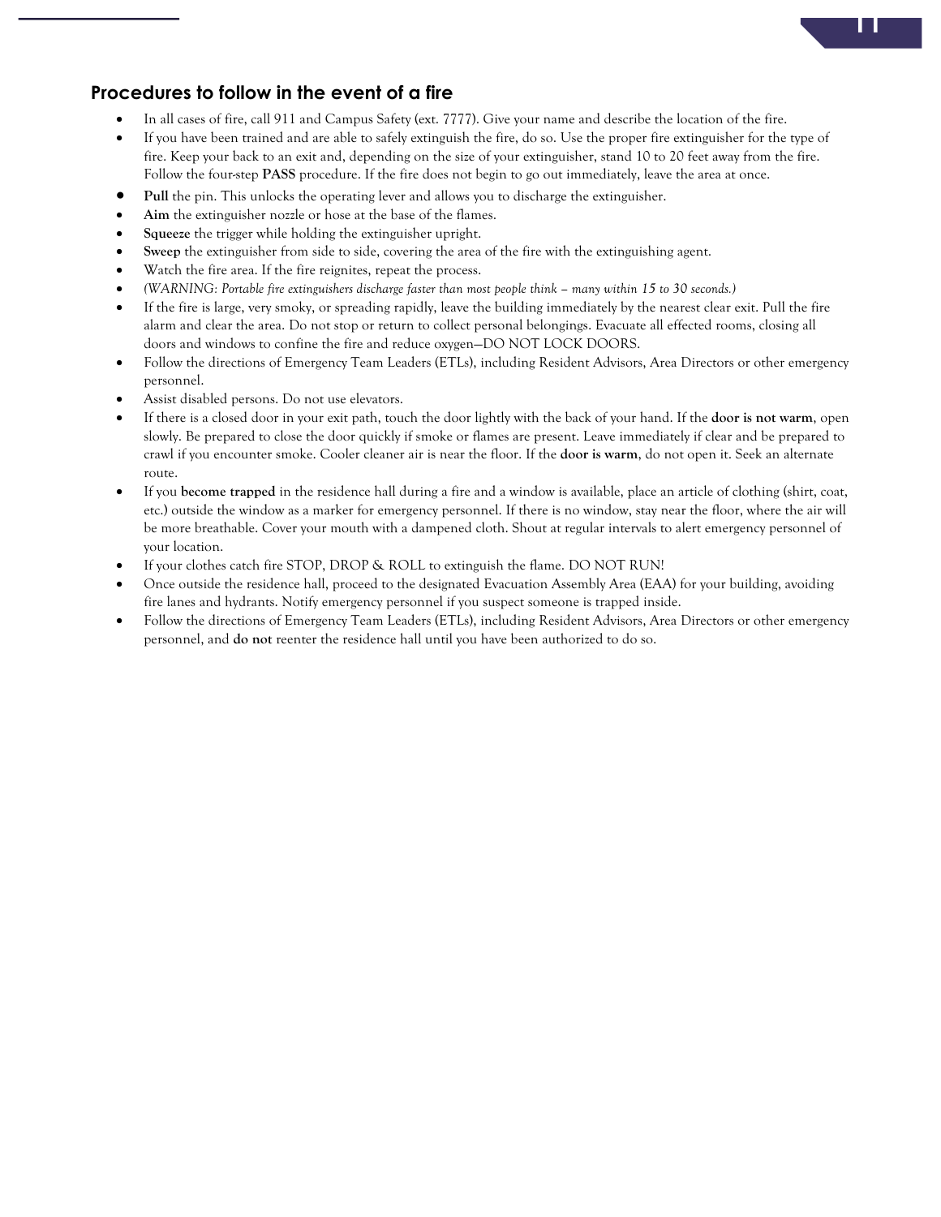## Procedures to follow in the event of a fire

- In all cases of fire, call 911 and Campus Safety (ext. 7777). Give your name and describe the location of the fire.
- If you have been trained and are able to safely extinguish the fire, do so. Use the proper fire extinguisher for the type of fire. Keep your back to an exit and, depending on the size of your extinguisher, stand 10 to 20 feet away from the fire. Follow the four-step **PASS** procedure. If the fire does not begin to go out immediately, leave the area at once.
- **Pull** the pin. This unlocks the operating lever and allows you to discharge the extinguisher.
- **Aim** the extinguisher nozzle or hose at the base of the flames.
- **Squeeze** the trigger while holding the extinguisher upright.
- **Sweep** the extinguisher from side to side, covering the area of the fire with the extinguishing agent.
- Watch the fire area. If the fire reignites, repeat the process.
- *(WARNING: Portable fire extinguishers discharge faster than most people think – many within 15 to 30 seconds.)*
- If the fire is large, very smoky, or spreading rapidly, leave the building immediately by the nearest clear exit. Pull the fire alarm and clear the area. Do not stop or return to collect personal belongings. Evacuate all effected rooms, closing all doors and windows to confine the fire and reduce oxygen—DO NOT LOCK DOORS.
- Follow the directions of Emergency Team Leaders (ETLs), including Resident Advisors, Area Directors or other emergency personnel.
- Assist disabled persons. Do not use elevators.
- If there is a closed door in your exit path, touch the door lightly with the back of your hand. If the **door is not warm**, open slowly. Be prepared to close the door quickly if smoke or flames are present. Leave immediately if clear and be prepared to crawl if you encounter smoke. Cooler cleaner air is near the floor. If the **door is warm**, do not open it. Seek an alternate route.
- If you **become trapped** in the residence hall during a fire and a window is available, place an article of clothing (shirt, coat, etc.) outside the window as a marker for emergency personnel. If there is no window, stay near the floor, where the air will be more breathable. Cover your mouth with a dampened cloth. Shout at regular intervals to alert emergency personnel of your location.
- If your clothes catch fire STOP, DROP & ROLL to extinguish the flame. DO NOT RUN!
- Once outside the residence hall, proceed to the designated Evacuation Assembly Area (EAA) for your building, avoiding fire lanes and hydrants. Notify emergency personnel if you suspect someone is trapped inside.
- Follow the directions of Emergency Team Leaders (ETLs), including Resident Advisors, Area Directors or other emergency personnel, and **do not** reenter the residence hall until you have been authorized to do so.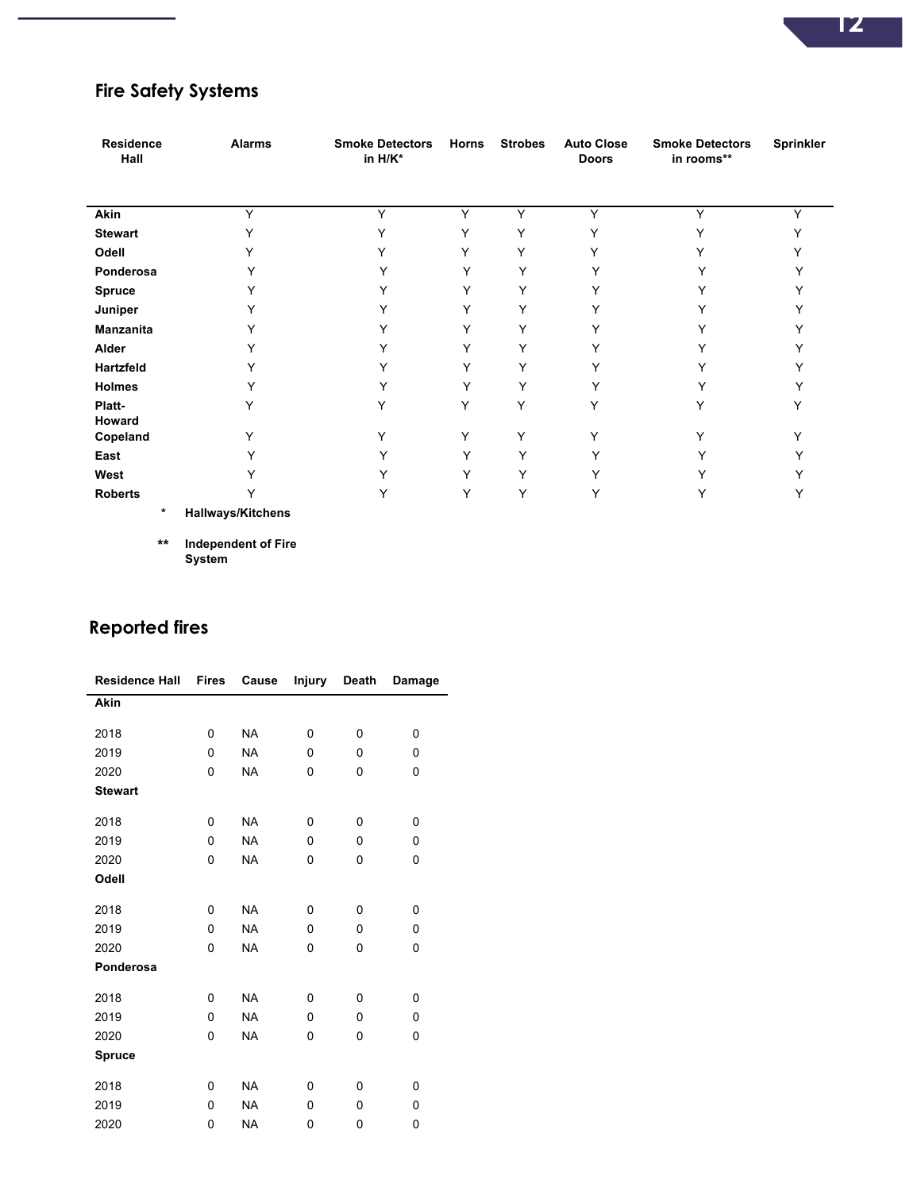## Fire Safety Systems

| Residence Hall | Alarms | Smoke Detectors in H/K* | Horns | Strobes | Auto Close Doors | Smoke Detectors in rooms** | Sprinkler |
|---|---|---|---|---|---|---|---|
| **Akin** | Y | Y | Y | Y | Y | Y | Y |
| **Stewart** | Y | Y | Y | Y | Y | Y | Y |
| **Odell** | Y | Y | Y | Y | Y | Y | Y |
| **Ponderosa** | Y | Y | Y | Y | Y | Y | Y |
| **Spruce** | Y | Y | Y | Y | Y | Y | Y |
| **Juniper** | Y | Y | Y | Y | Y | Y | Y |
| **Manzanita** | Y | Y | Y | Y | Y | Y | Y |
| **Alder** | Y | Y | Y | Y | Y | Y | Y |
| **Hartzfeld** | Y | Y | Y | Y | Y | Y | Y |
| **Holmes** | Y | Y | Y | Y | Y | Y | Y |
| **Platt-Howard** | Y | Y | Y | Y | Y | Y | Y |
| **Copeland** | Y | Y | Y | Y | Y | Y | Y |
| **East** | Y | Y | Y | Y | Y | Y | Y |
| **West** | Y | Y | Y | Y | Y | Y | Y |
| **Roberts** | Y | Y | Y | Y | Y | Y | Y |

\* **Hallways/Kitchens**

\*\* **Independent of Fire System**

## Reported fires

| Residence Hall | Fires | Cause | Injury | Death | Damage |
|---|---|---|---|---|---|
| **Akin** | | | | | |
| 2018 | 0 | NA | 0 | 0 | 0 |
| 2019 | 0 | NA | 0 | 0 | 0 |
| 2020 | 0 | NA | 0 | 0 | 0 |
| **Stewart** | | | | | |
| 2018 | 0 | NA | 0 | 0 | 0 |
| 2019 | 0 | NA | 0 | 0 | 0 |
| 2020 | 0 | NA | 0 | 0 | 0 |
| **Odell** | | | | | |
| 2018 | 0 | NA | 0 | 0 | 0 |
| 2019 | 0 | NA | 0 | 0 | 0 |
| 2020 | 0 | NA | 0 | 0 | 0 |
| **Ponderosa** | | | | | |
| 2018 | 0 | NA | 0 | 0 | 0 |
| 2019 | 0 | NA | 0 | 0 | 0 |
| 2020 | 0 | NA | 0 | 0 | 0 |
| **Spruce** | | | | | |
| 2018 | 0 | NA | 0 | 0 | 0 |
| 2019 | 0 | NA | 0 | 0 | 0 |
| 2020 | 0 | NA | 0 | 0 | 0 |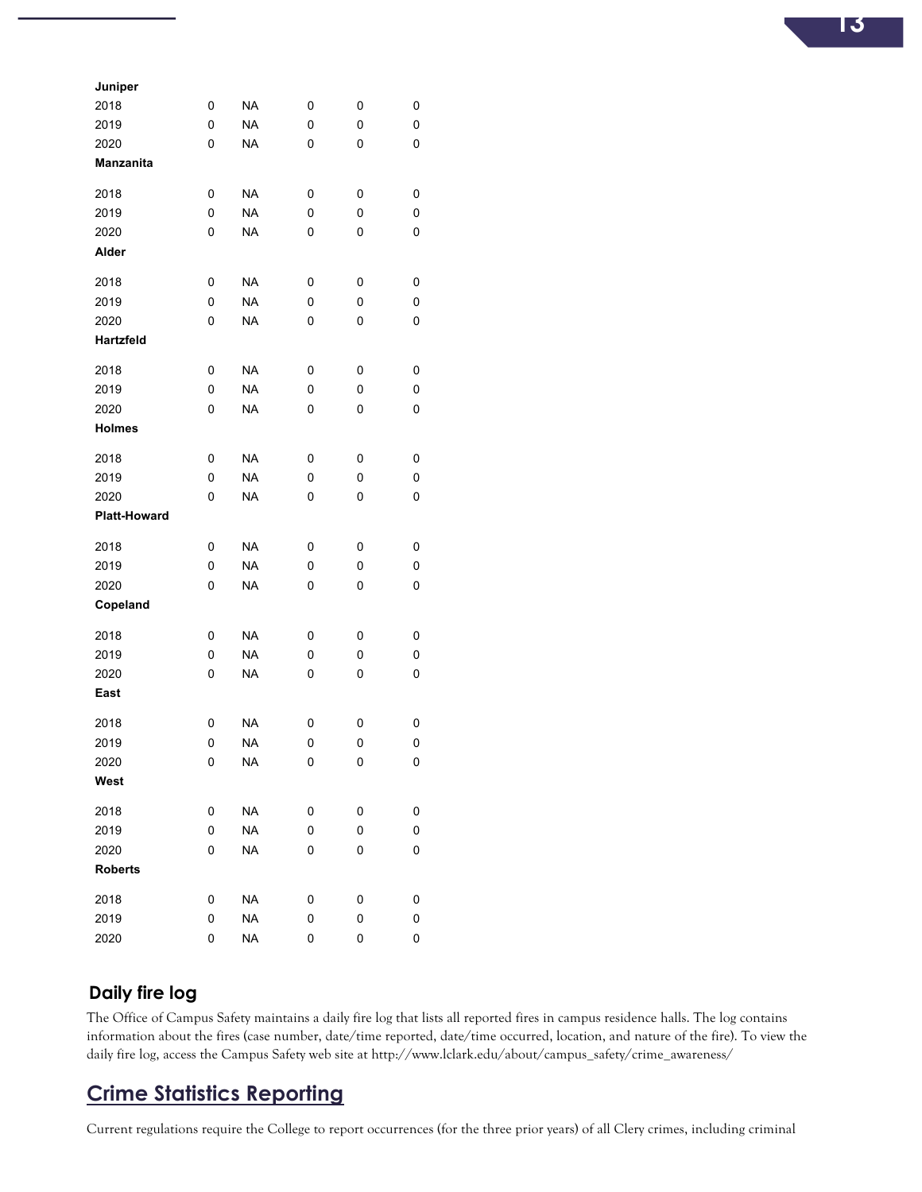| | | | | | |
|---|---|---|---|---|---|
| **Juniper** | | | | | |
| 2018 | 0 | NA | 0 | 0 | 0 |
| 2019 | 0 | NA | 0 | 0 | 0 |
| 2020 | 0 | NA | 0 | 0 | 0 |
| **Manzanita** | | | | | |
| 2018 | 0 | NA | 0 | 0 | 0 |
| 2019 | 0 | NA | 0 | 0 | 0 |
| 2020 | 0 | NA | 0 | 0 | 0 |
| **Alder** | | | | | |
| 2018 | 0 | NA | 0 | 0 | 0 |
| 2019 | 0 | NA | 0 | 0 | 0 |
| 2020 | 0 | NA | 0 | 0 | 0 |
| **Hartzfeld** | | | | | |
| 2018 | 0 | NA | 0 | 0 | 0 |
| 2019 | 0 | NA | 0 | 0 | 0 |
| 2020 | 0 | NA | 0 | 0 | 0 |
| **Holmes** | | | | | |
| 2018 | 0 | NA | 0 | 0 | 0 |
| 2019 | 0 | NA | 0 | 0 | 0 |
| 2020 | 0 | NA | 0 | 0 | 0 |
| **Platt-Howard** | | | | | |
| 2018 | 0 | NA | 0 | 0 | 0 |
| 2019 | 0 | NA | 0 | 0 | 0 |
| 2020 | 0 | NA | 0 | 0 | 0 |
| **Copeland** | | | | | |
| 2018 | 0 | NA | 0 | 0 | 0 |
| 2019 | 0 | NA | 0 | 0 | 0 |
| 2020 | 0 | NA | 0 | 0 | 0 |
| **East** | | | | | |
| 2018 | 0 | NA | 0 | 0 | 0 |
| 2019 | 0 | NA | 0 | 0 | 0 |
| 2020 | 0 | NA | 0 | 0 | 0 |
| **West** | | | | | |
| 2018 | 0 | NA | 0 | 0 | 0 |
| 2019 | 0 | NA | 0 | 0 | 0 |
| 2020 | 0 | NA | 0 | 0 | 0 |
| **Roberts** | | | | | |
| 2018 | 0 | NA | 0 | 0 | 0 |
| 2019 | 0 | NA | 0 | 0 | 0 |
| 2020 | 0 | NA | 0 | 0 | 0 |

### Daily fire log

The Office of Campus Safety maintains a daily fire log that lists all reported fires in campus residence halls. The log contains information about the fires (case number, date/time reported, date/time occurred, location, and nature of the fire). To view the daily fire log, access the Campus Safety web site at http://www.lclark.edu/about/campus_safety/crime_awareness/

## Crime Statistics Reporting

Current regulations require the College to report occurrences (for the three prior years) of all Clery crimes, including criminal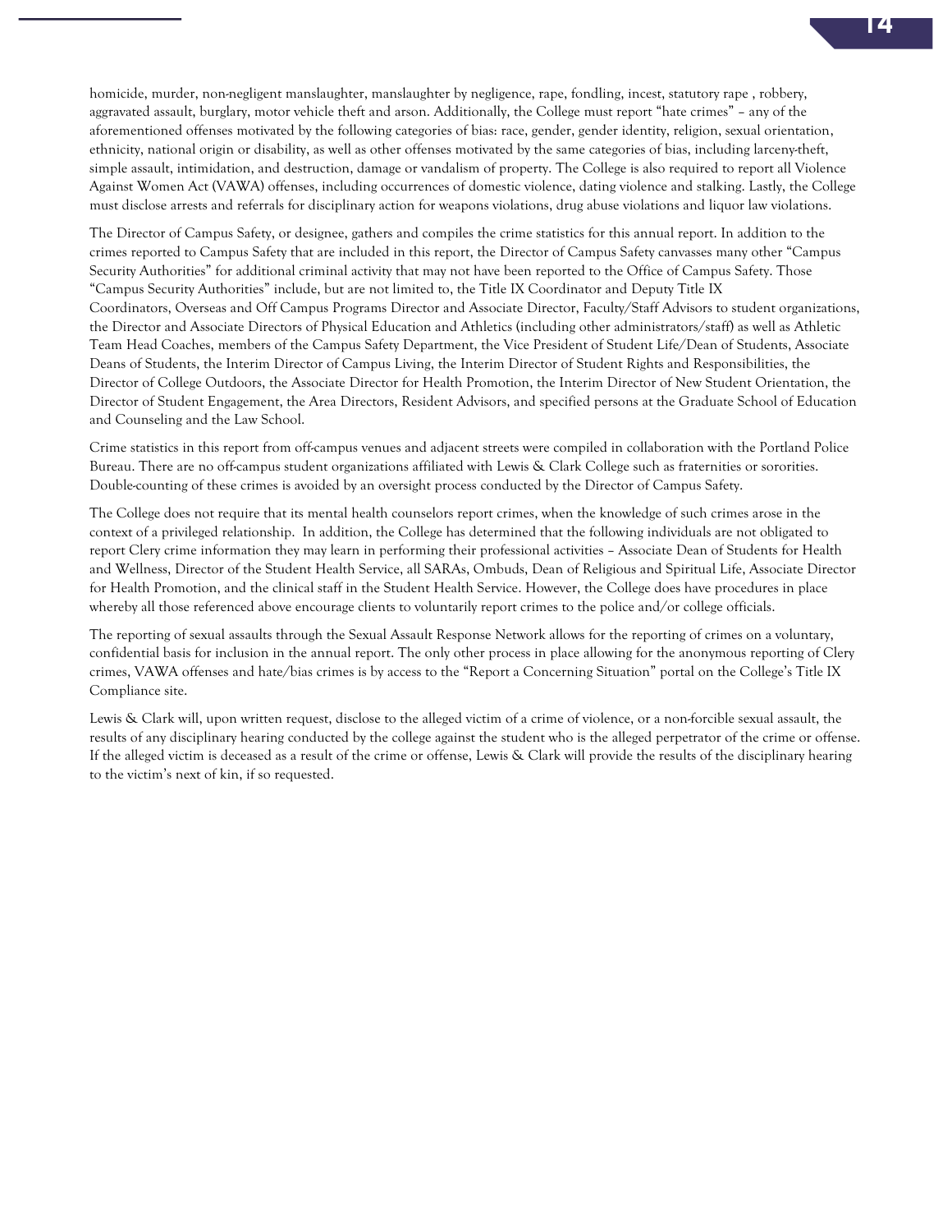homicide, murder, non-negligent manslaughter, manslaughter by negligence, rape, fondling, incest, statutory rape , robbery, aggravated assault, burglary, motor vehicle theft and arson. Additionally, the College must report "hate crimes" – any of the aforementioned offenses motivated by the following categories of bias: race, gender, gender identity, religion, sexual orientation, ethnicity, national origin or disability, as well as other offenses motivated by the same categories of bias, including larceny-theft, simple assault, intimidation, and destruction, damage or vandalism of property. The College is also required to report all Violence Against Women Act (VAWA) offenses, including occurrences of domestic violence, dating violence and stalking. Lastly, the College must disclose arrests and referrals for disciplinary action for weapons violations, drug abuse violations and liquor law violations.

The Director of Campus Safety, or designee, gathers and compiles the crime statistics for this annual report. In addition to the crimes reported to Campus Safety that are included in this report, the Director of Campus Safety canvasses many other "Campus Security Authorities" for additional criminal activity that may not have been reported to the Office of Campus Safety. Those "Campus Security Authorities" include, but are not limited to, the Title IX Coordinator and Deputy Title IX Coordinators, Overseas and Off Campus Programs Director and Associate Director, Faculty/Staff Advisors to student organizations, the Director and Associate Directors of Physical Education and Athletics (including other administrators/staff) as well as Athletic Team Head Coaches, members of the Campus Safety Department, the Vice President of Student Life/Dean of Students, Associate Deans of Students, the Interim Director of Campus Living, the Interim Director of Student Rights and Responsibilities, the Director of College Outdoors, the Associate Director for Health Promotion, the Interim Director of New Student Orientation, the Director of Student Engagement, the Area Directors, Resident Advisors, and specified persons at the Graduate School of Education and Counseling and the Law School.

Crime statistics in this report from off-campus venues and adjacent streets were compiled in collaboration with the Portland Police Bureau. There are no off-campus student organizations affiliated with Lewis & Clark College such as fraternities or sororities. Double-counting of these crimes is avoided by an oversight process conducted by the Director of Campus Safety.

The College does not require that its mental health counselors report crimes, when the knowledge of such crimes arose in the context of a privileged relationship. In addition, the College has determined that the following individuals are not obligated to report Clery crime information they may learn in performing their professional activities – Associate Dean of Students for Health and Wellness, Director of the Student Health Service, all SARAs, Ombuds, Dean of Religious and Spiritual Life, Associate Director for Health Promotion, and the clinical staff in the Student Health Service. However, the College does have procedures in place whereby all those referenced above encourage clients to voluntarily report crimes to the police and/or college officials.

The reporting of sexual assaults through the Sexual Assault Response Network allows for the reporting of crimes on a voluntary, confidential basis for inclusion in the annual report. The only other process in place allowing for the anonymous reporting of Clery crimes, VAWA offenses and hate/bias crimes is by access to the "Report a Concerning Situation" portal on the College's Title IX Compliance site.

Lewis & Clark will, upon written request, disclose to the alleged victim of a crime of violence, or a non-forcible sexual assault, the results of any disciplinary hearing conducted by the college against the student who is the alleged perpetrator of the crime or offense. If the alleged victim is deceased as a result of the crime or offense, Lewis & Clark will provide the results of the disciplinary hearing to the victim's next of kin, if so requested.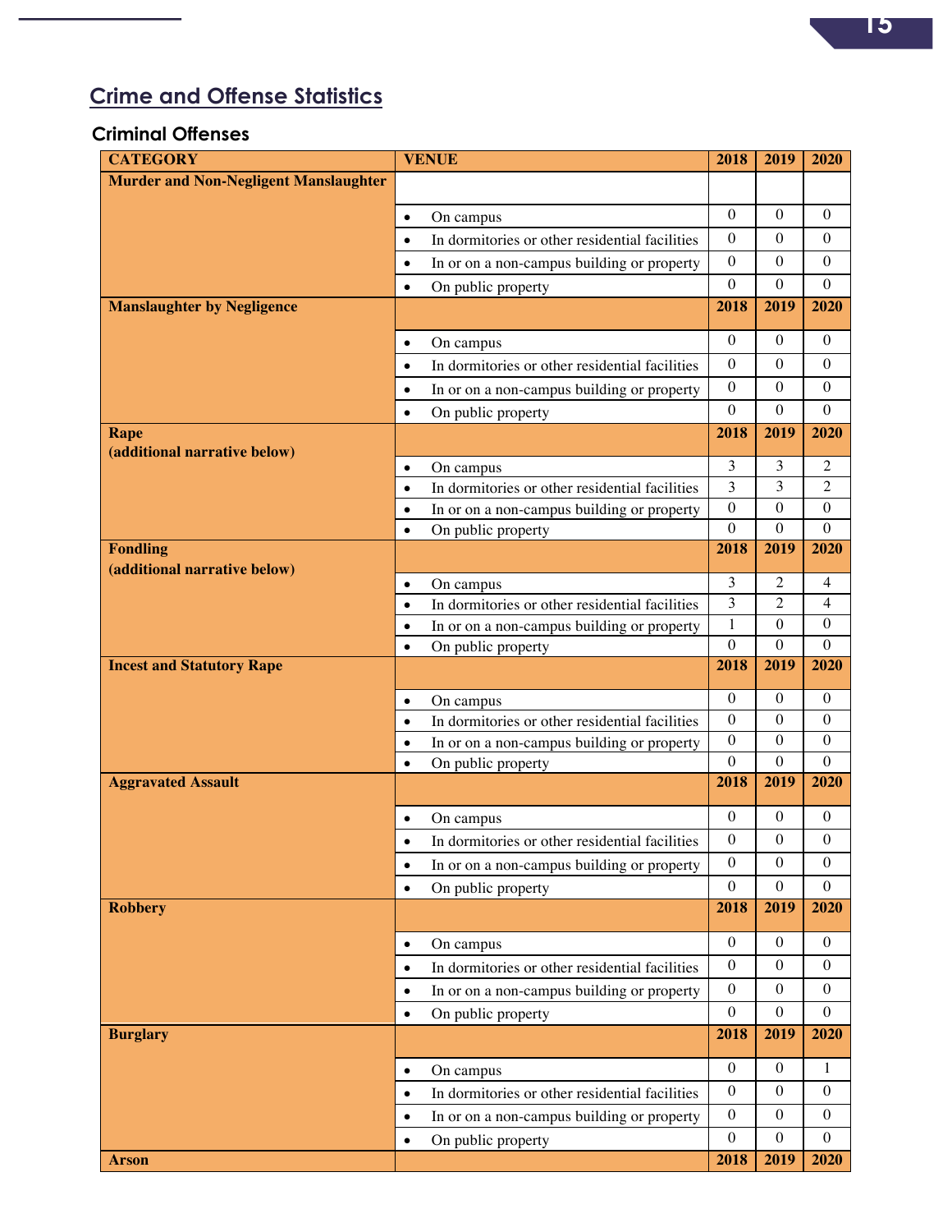## Crime and Offense Statistics

### Criminal Offenses

| CATEGORY | VENUE | 2018 | 2019 | 2020 |
|---|---|---|---|---|
| **Murder and Non-Negligent Manslaughter** | | | | |
| | • On campus | 0 | 0 | 0 |
| | • In dormitories or other residential facilities | 0 | 0 | 0 |
| | • In or on a non-campus building or property | 0 | 0 | 0 |
| | • On public property | 0 | 0 | 0 |
| **Manslaughter by Negligence** | | **2018** | **2019** | **2020** |
| | • On campus | 0 | 0 | 0 |
| | • In dormitories or other residential facilities | 0 | 0 | 0 |
| | • In or on a non-campus building or property | 0 | 0 | 0 |
| | • On public property | 0 | 0 | 0 |
| **Rape (additional narrative below)** | | **2018** | **2019** | **2020** |
| | • On campus | 3 | 3 | 2 |
| | • In dormitories or other residential facilities | 3 | 3 | 2 |
| | • In or on a non-campus building or property | 0 | 0 | 0 |
| | • On public property | 0 | 0 | 0 |
| **Fondling (additional narrative below)** | | **2018** | **2019** | **2020** |
| | • On campus | 3 | 2 | 4 |
| | • In dormitories or other residential facilities | 3 | 2 | 4 |
| | • In or on a non-campus building or property | 1 | 0 | 0 |
| | • On public property | 0 | 0 | 0 |
| **Incest and Statutory Rape** | | **2018** | **2019** | **2020** |
| | • On campus | 0 | 0 | 0 |
| | • In dormitories or other residential facilities | 0 | 0 | 0 |
| | • In or on a non-campus building or property | 0 | 0 | 0 |
| | • On public property | 0 | 0 | 0 |
| **Aggravated Assault** | | **2018** | **2019** | **2020** |
| | • On campus | 0 | 0 | 0 |
| | • In dormitories or other residential facilities | 0 | 0 | 0 |
| | • In or on a non-campus building or property | 0 | 0 | 0 |
| | • On public property | 0 | 0 | 0 |
| **Robbery** | | **2018** | **2019** | **2020** |
| | • On campus | 0 | 0 | 0 |
| | • In dormitories or other residential facilities | 0 | 0 | 0 |
| | • In or on a non-campus building or property | 0 | 0 | 0 |
| | • On public property | 0 | 0 | 0 |
| **Burglary** | | **2018** | **2019** | **2020** |
| | • On campus | 0 | 0 | 1 |
| | • In dormitories or other residential facilities | 0 | 0 | 0 |
| | • In or on a non-campus building or property | 0 | 0 | 0 |
| | • On public property | 0 | 0 | 0 |
| **Arson** | | **2018** | **2019** | **2020** |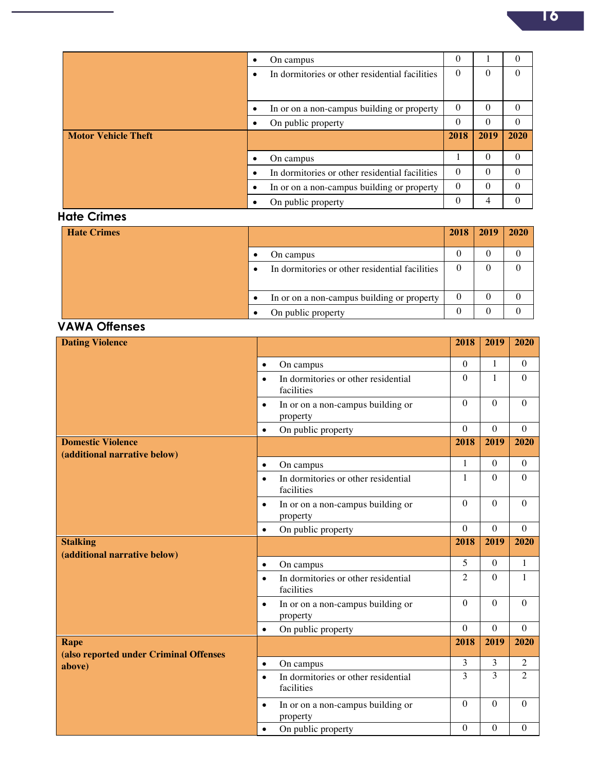| | | 2018 | 2019 | 2020 |
|---|---|---|---|---|
| | • On campus | 0 | 1 | 0 |
| | • In dormitories or other residential facilities | 0 | 0 | 0 |
| | • In or on a non-campus building or property | 0 | 0 | 0 |
| | • On public property | 0 | 0 | 0 |
| **Motor Vehicle Theft** | | **2018** | **2019** | **2020** |
| | • On campus | 1 | 0 | 0 |
| | • In dormitories or other residential facilities | 0 | 0 | 0 |
| | • In or on a non-campus building or property | 0 | 0 | 0 |
| | • On public property | 0 | 4 | 0 |

## Hate Crimes

| **Hate Crimes** | | **2018** | **2019** | **2020** |
|---|---|---|---|---|
| | • On campus | 0 | 0 | 0 |
| | • In dormitories or other residential facilities | 0 | 0 | 0 |
| | • In or on a non-campus building or property | 0 | 0 | 0 |
| | • On public property | 0 | 0 | 0 |

## VAWA Offenses

| **Dating Violence** | | **2018** | **2019** | **2020** |
|---|---|---|---|---|
| | • On campus | 0 | 1 | 0 |
| | • In dormitories or other residential facilities | 0 | 1 | 0 |
| | • In or on a non-campus building or property | 0 | 0 | 0 |
| | • On public property | 0 | 0 | 0 |
| **Domestic Violence (additional narrative below)** | | **2018** | **2019** | **2020** |
| | • On campus | 1 | 0 | 0 |
| | • In dormitories or other residential facilities | 1 | 0 | 0 |
| | • In or on a non-campus building or property | 0 | 0 | 0 |
| | • On public property | 0 | 0 | 0 |
| **Stalking (additional narrative below)** | | **2018** | **2019** | **2020** |
| | • On campus | 5 | 0 | 1 |
| | • In dormitories or other residential facilities | 2 | 0 | 1 |
| | • In or on a non-campus building or property | 0 | 0 | 0 |
| | • On public property | 0 | 0 | 0 |
| **Rape (also reported under Criminal Offenses above)** | | **2018** | **2019** | **2020** |
| | • On campus | 3 | 3 | 2 |
| | • In dormitories or other residential facilities | 3 | 3 | 2 |
| | • In or on a non-campus building or property | 0 | 0 | 0 |
| | • On public property | 0 | 0 | 0 |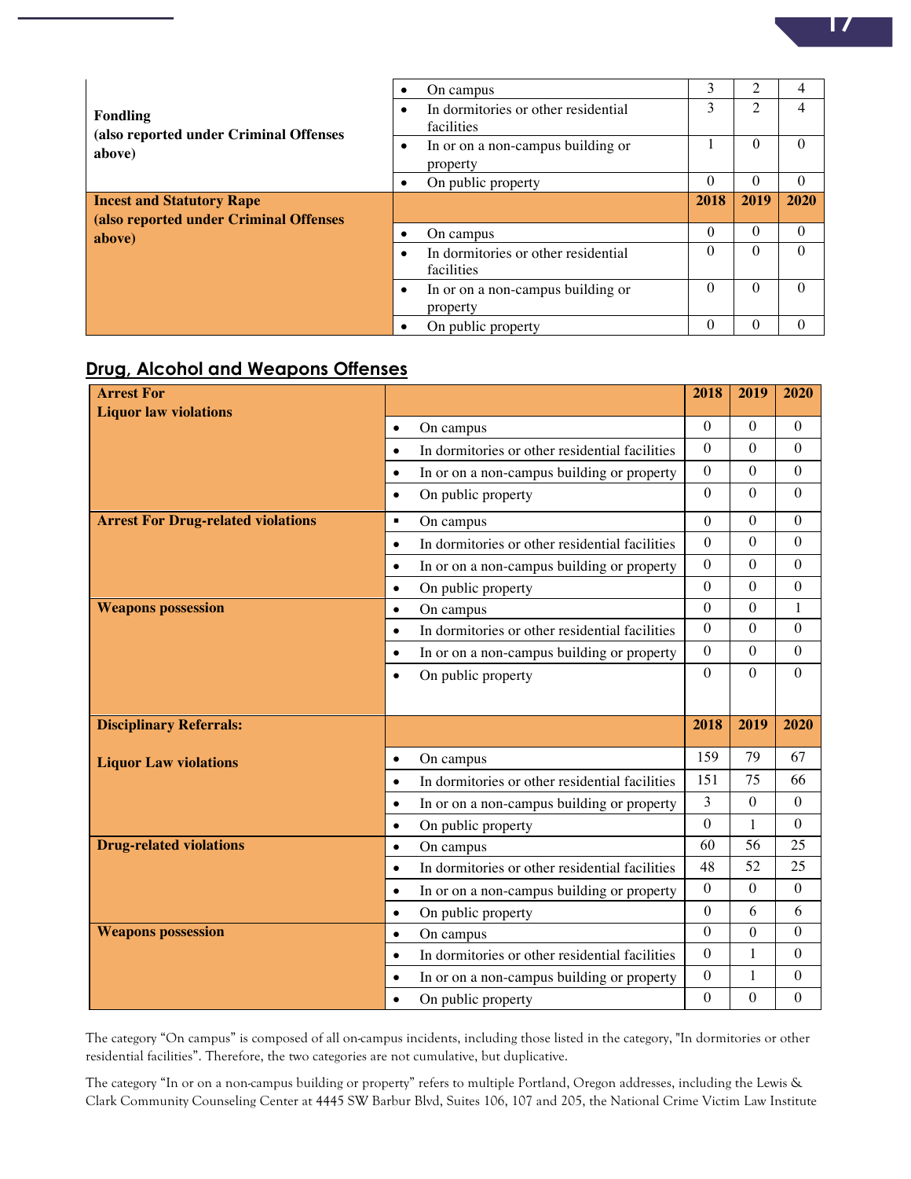| | | 2018 | 2019 | 2020 |
|---|---|---|---|---|
| **Fondling (also reported under Criminal Offenses above)** | • On campus | 3 | 2 | 4 |
| | • In dormitories or other residential facilities | 3 | 2 | 4 |
| | • In or on a non-campus building or property | 1 | 0 | 0 |
| | • On public property | 0 | 0 | 0 |
| **Incest and Statutory Rape (also reported under Criminal Offenses above)** | | **2018** | **2019** | **2020** |
| | • On campus | 0 | 0 | 0 |
| | • In dormitories or other residential facilities | 0 | 0 | 0 |
| | • In or on a non-campus building or property | 0 | 0 | 0 |
| | • On public property | 0 | 0 | 0 |

## Drug, Alcohol and Weapons Offenses

| | | 2018 | 2019 | 2020 |
|---|---|---|---|---|
| **Arrest For Liquor law violations** | • On campus | 0 | 0 | 0 |
| | • In dormitories or other residential facilities | 0 | 0 | 0 |
| | • In or on a non-campus building or property | 0 | 0 | 0 |
| | • On public property | 0 | 0 | 0 |
| **Arrest For Drug-related violations** | ▪ On campus | 0 | 0 | 0 |
| | • In dormitories or other residential facilities | 0 | 0 | 0 |
| | • In or on a non-campus building or property | 0 | 0 | 0 |
| | • On public property | 0 | 0 | 0 |
| **Weapons possession** | • On campus | 0 | 0 | 1 |
| | • In dormitories or other residential facilities | 0 | 0 | 0 |
| | • In or on a non-campus building or property | 0 | 0 | 0 |
| | • On public property | 0 | 0 | 0 |
| **Disciplinary Referrals:** | | **2018** | **2019** | **2020** |
| **Liquor Law violations** | • On campus | 159 | 79 | 67 |
| | • In dormitories or other residential facilities | 151 | 75 | 66 |
| | • In or on a non-campus building or property | 3 | 0 | 0 |
| | • On public property | 0 | 1 | 0 |
| **Drug-related violations** | • On campus | 60 | 56 | 25 |
| | • In dormitories or other residential facilities | 48 | 52 | 25 |
| | • In or on a non-campus building or property | 0 | 0 | 0 |
| | • On public property | 0 | 6 | 6 |
| **Weapons possession** | • On campus | 0 | 0 | 0 |
| | • In dormitories or other residential facilities | 0 | 1 | 0 |
| | • In or on a non-campus building or property | 0 | 1 | 0 |
| | • On public property | 0 | 0 | 0 |

The category "On campus" is composed of all on-campus incidents, including those listed in the category, "In dormitories or other residential facilities". Therefore, the two categories are not cumulative, but duplicative.

The category "In or on a non-campus building or property" refers to multiple Portland, Oregon addresses, including the Lewis & Clark Community Counseling Center at 4445 SW Barbur Blvd, Suites 106, 107 and 205, the National Crime Victim Law Institute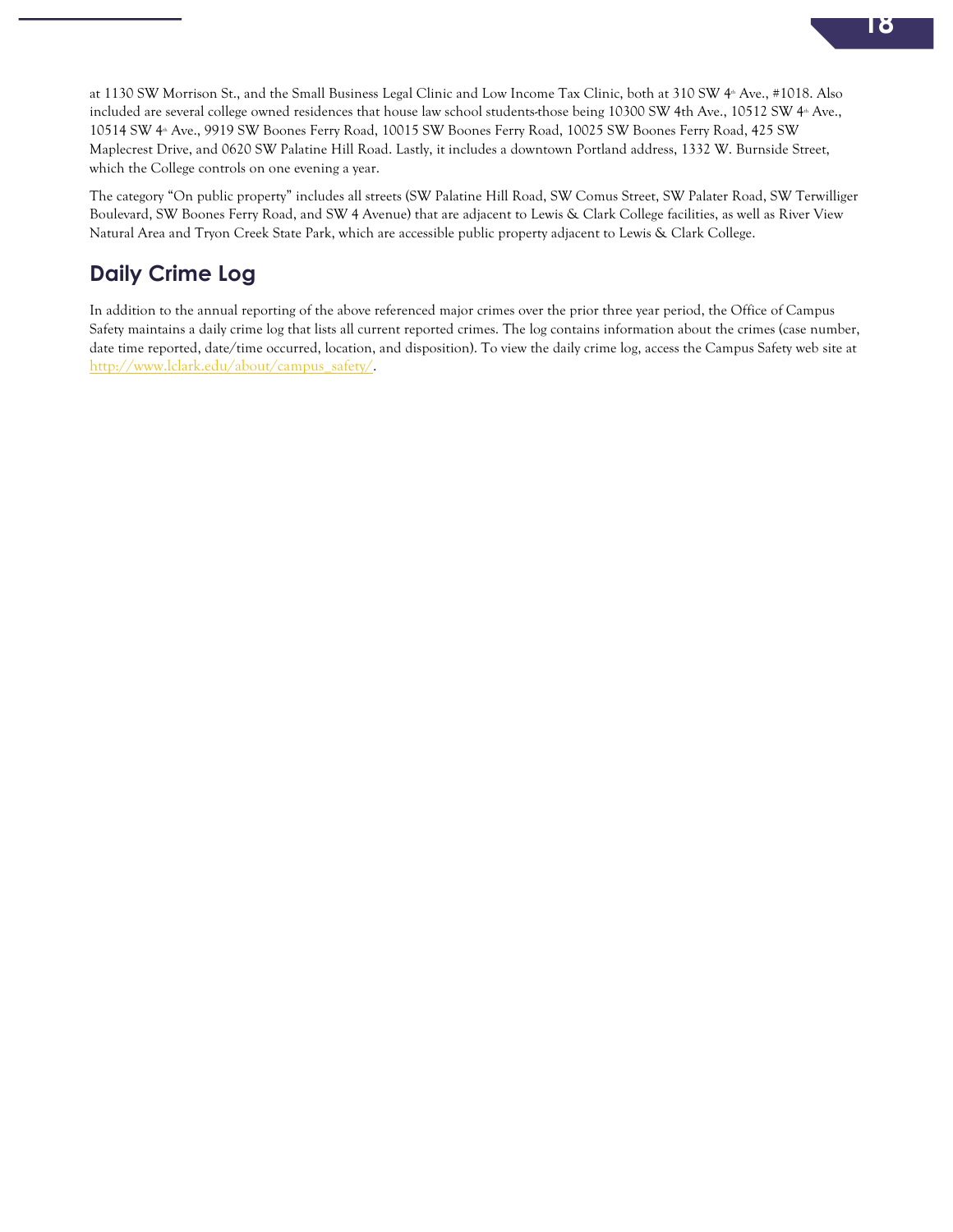at 1130 SW Morrison St., and the Small Business Legal Clinic and Low Income Tax Clinic, both at 310 SW 4th Ave., #1018. Also included are several college owned residences that house law school students-those being 10300 SW 4th Ave., 10512 SW 4th Ave., 10514 SW 4th Ave., 9919 SW Boones Ferry Road, 10015 SW Boones Ferry Road, 10025 SW Boones Ferry Road, 425 SW Maplecrest Drive, and 0620 SW Palatine Hill Road. Lastly, it includes a downtown Portland address, 1332 W. Burnside Street, which the College controls on one evening a year.

The category "On public property" includes all streets (SW Palatine Hill Road, SW Comus Street, SW Palater Road, SW Terwilliger Boulevard, SW Boones Ferry Road, and SW 4 Avenue) that are adjacent to Lewis & Clark College facilities, as well as River View Natural Area and Tryon Creek State Park, which are accessible public property adjacent to Lewis & Clark College.

## Daily Crime Log

In addition to the annual reporting of the above referenced major crimes over the prior three year period, the Office of Campus Safety maintains a daily crime log that lists all current reported crimes. The log contains information about the crimes (case number, date time reported, date/time occurred, location, and disposition). To view the daily crime log, access the Campus Safety web site at http://www.lclark.edu/about/campus_safety/.